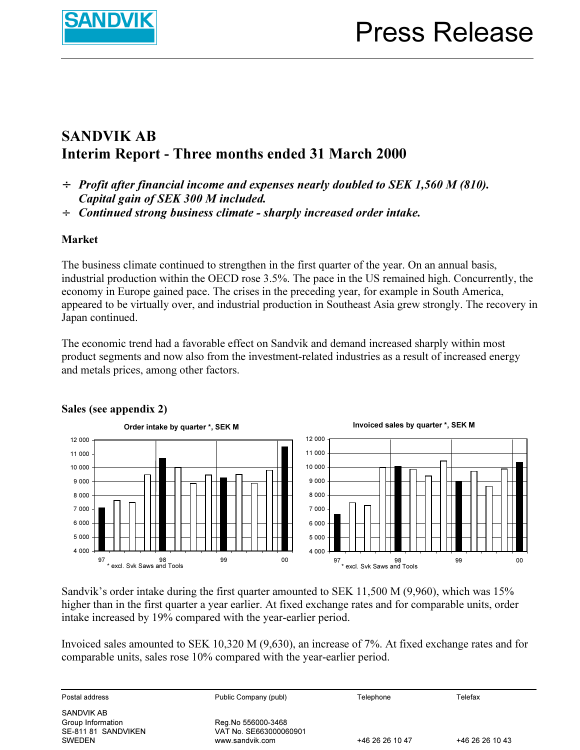# SANDVIK AB

## Interim Report - Three months ended 31 March 2000

- ***Profit after financial income and expenses nearly doubled to SEK 1,560 M (810). Capital gain of SEK 300 M included.***
- ***Continued strong business climate - sharply increased order intake.***

### Market

The business climate continued to strengthen in the first quarter of the year. On an annual basis, industrial production within the OECD rose 3.5%. The pace in the US remained high. Concurrently, the economy in Europe gained pace. The crises in the preceding year, for example in South America, appeared to be virtually over, and industrial production in Southeast Asia grew strongly. The recovery in Japan continued.

The economic trend had a favorable effect on Sandvik and demand increased sharply within most product segments and now also from the investment-related industries as a result of increased energy and metals prices, among other factors.

### Sales (see appendix 2)

Order intake by quarter *, SEK M

* excl. Svk Saws and Tools

Invoiced sales by quarter *, SEK M

* excl. Svk Saws and Tools

Sandvik's order intake during the first quarter amounted to SEK 11,500 M (9,960), which was 15% higher than in the first quarter a year earlier. At fixed exchange rates and for comparable units, order intake increased by 19% compared with the year-earlier period.

Invoiced sales amounted to SEK 10,320 M (9,630), an increase of 7%. At fixed exchange rates and for comparable units, sales rose 10% compared with the year-earlier period.

Postal address: SANDVIK AB, Group Information, SE-811 81 SANDVIKEN, SWEDEN
Public Company (publ): Reg.No 556000-3468, VAT No. SE663000060901, www.sandvik.com
Telephone: +46 26 26 10 47
Telefax: +46 26 26 10 43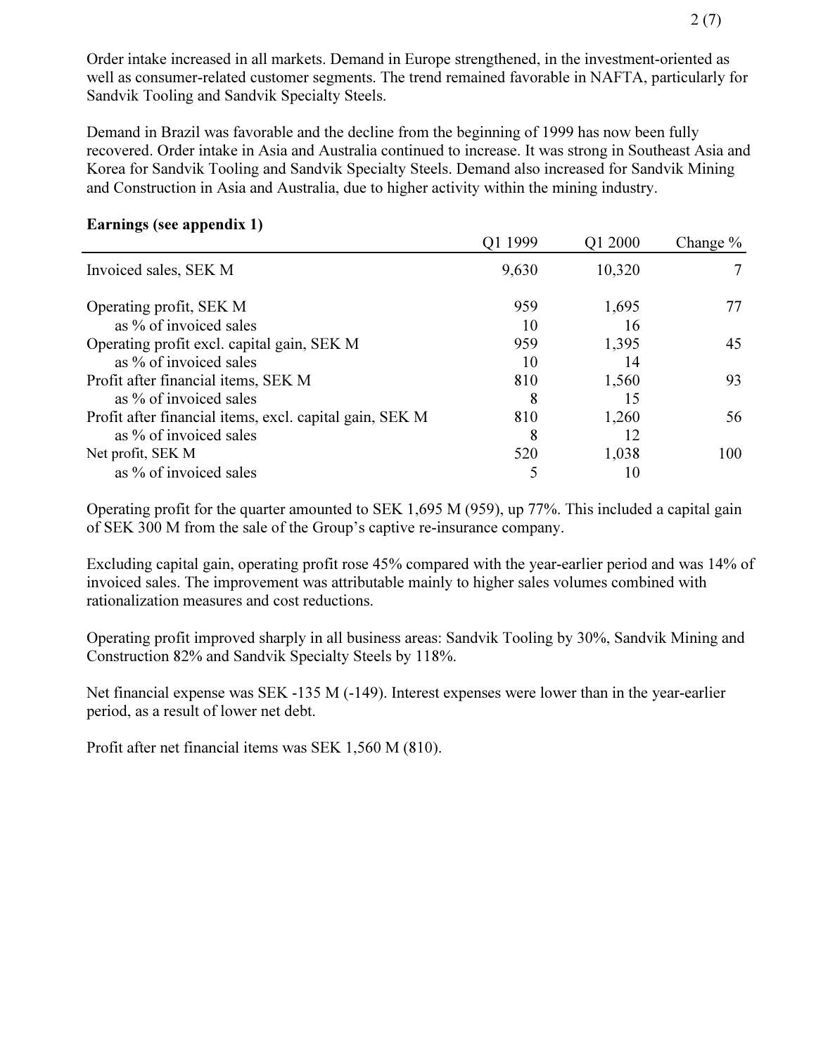Order intake increased in all markets. Demand in Europe strengthened, in the investment-oriented as well as consumer-related customer segments. The trend remained favorable in NAFTA, particularly for Sandvik Tooling and Sandvik Specialty Steels.

Demand in Brazil was favorable and the decline from the beginning of 1999 has now been fully recovered. Order intake in Asia and Australia continued to increase. It was strong in Southeast Asia and Korea for Sandvik Tooling and Sandvik Specialty Steels. Demand also increased for Sandvik Mining and Construction in Asia and Australia, due to higher activity within the mining industry.

**Earnings (see appendix 1)**

| | Q1 1999 | Q1 2000 | Change % |
|---|---|---|---|
| Invoiced sales, SEK M | 9,630 | 10,320 | 7 |
| Operating profit, SEK M | 959 | 1,695 | 77 |
| as % of invoiced sales | 10 | 16 | |
| Operating profit excl. capital gain, SEK M | 959 | 1,395 | 45 |
| as % of invoiced sales | 10 | 14 | |
| Profit after financial items, SEK M | 810 | 1,560 | 93 |
| as % of invoiced sales | 8 | 15 | |
| Profit after financial items, excl. capital gain, SEK M | 810 | 1,260 | 56 |
| as % of invoiced sales | 8 | 12 | |
| Net profit, SEK M | 520 | 1,038 | 100 |
| as % of invoiced sales | 5 | 10 | |

Operating profit for the quarter amounted to SEK 1,695 M (959), up 77%. This included a capital gain of SEK 300 M from the sale of the Group's captive re-insurance company.

Excluding capital gain, operating profit rose 45% compared with the year-earlier period and was 14% of invoiced sales. The improvement was attributable mainly to higher sales volumes combined with rationalization measures and cost reductions.

Operating profit improved sharply in all business areas: Sandvik Tooling by 30%, Sandvik Mining and Construction 82% and Sandvik Specialty Steels by 118%.

Net financial expense was SEK -135 M (-149). Interest expenses were lower than in the year-earlier period, as a result of lower net debt.

Profit after net financial items was SEK 1,560 M (810).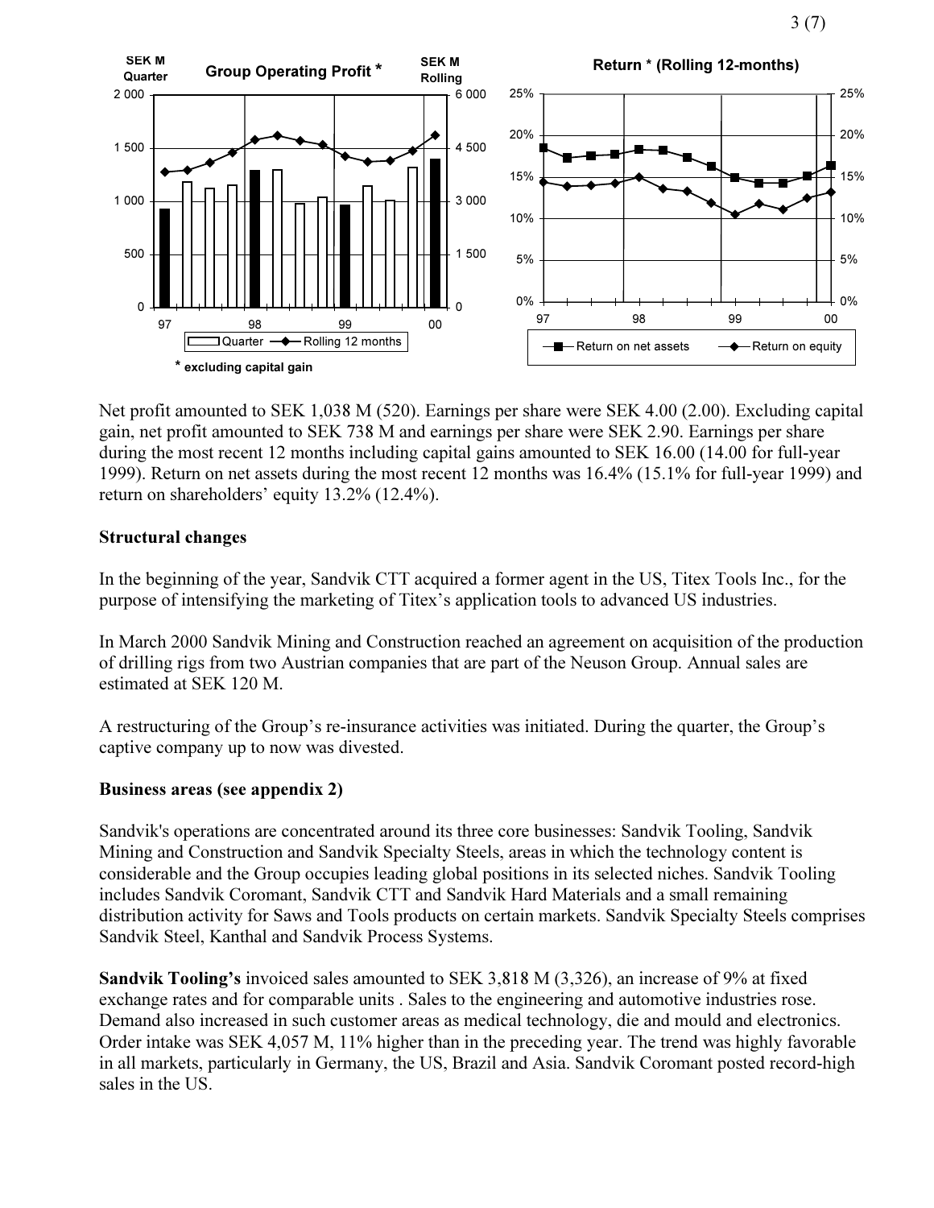Net profit amounted to SEK 1,038 M (520). Earnings per share were SEK 4.00 (2.00). Excluding capital gain, net profit amounted to SEK 738 M and earnings per share were SEK 2.90. Earnings per share during the most recent 12 months including capital gains amounted to SEK 16.00 (14.00 for full-year 1999). Return on net assets during the most recent 12 months was 16.4% (15.1% for full-year 1999) and return on shareholders' equity 13.2% (12.4%).

**Structural changes**

In the beginning of the year, Sandvik CTT acquired a former agent in the US, Titex Tools Inc., for the purpose of intensifying the marketing of Titex's application tools to advanced US industries.

In March 2000 Sandvik Mining and Construction reached an agreement on acquisition of the production of drilling rigs from two Austrian companies that are part of the Neuson Group. Annual sales are estimated at SEK 120 M.

A restructuring of the Group's re-insurance activities was initiated. During the quarter, the Group's captive company up to now was divested.

**Business areas (see appendix 2)**

Sandvik's operations are concentrated around its three core businesses: Sandvik Tooling, Sandvik Mining and Construction and Sandvik Specialty Steels, areas in which the technology content is considerable and the Group occupies leading global positions in its selected niches. Sandvik Tooling includes Sandvik Coromant, Sandvik CTT and Sandvik Hard Materials and a small remaining distribution activity for Saws and Tools products on certain markets. Sandvik Specialty Steels comprises Sandvik Steel, Kanthal and Sandvik Process Systems.

**Sandvik Tooling's** invoiced sales amounted to SEK 3,818 M (3,326), an increase of 9% at fixed exchange rates and for comparable units . Sales to the engineering and automotive industries rose. Demand also increased in such customer areas as medical technology, die and mould and electronics. Order intake was SEK 4,057 M, 11% higher than in the preceding year. The trend was highly favorable in all markets, particularly in Germany, the US, Brazil and Asia. Sandvik Coromant posted record-high sales in the US.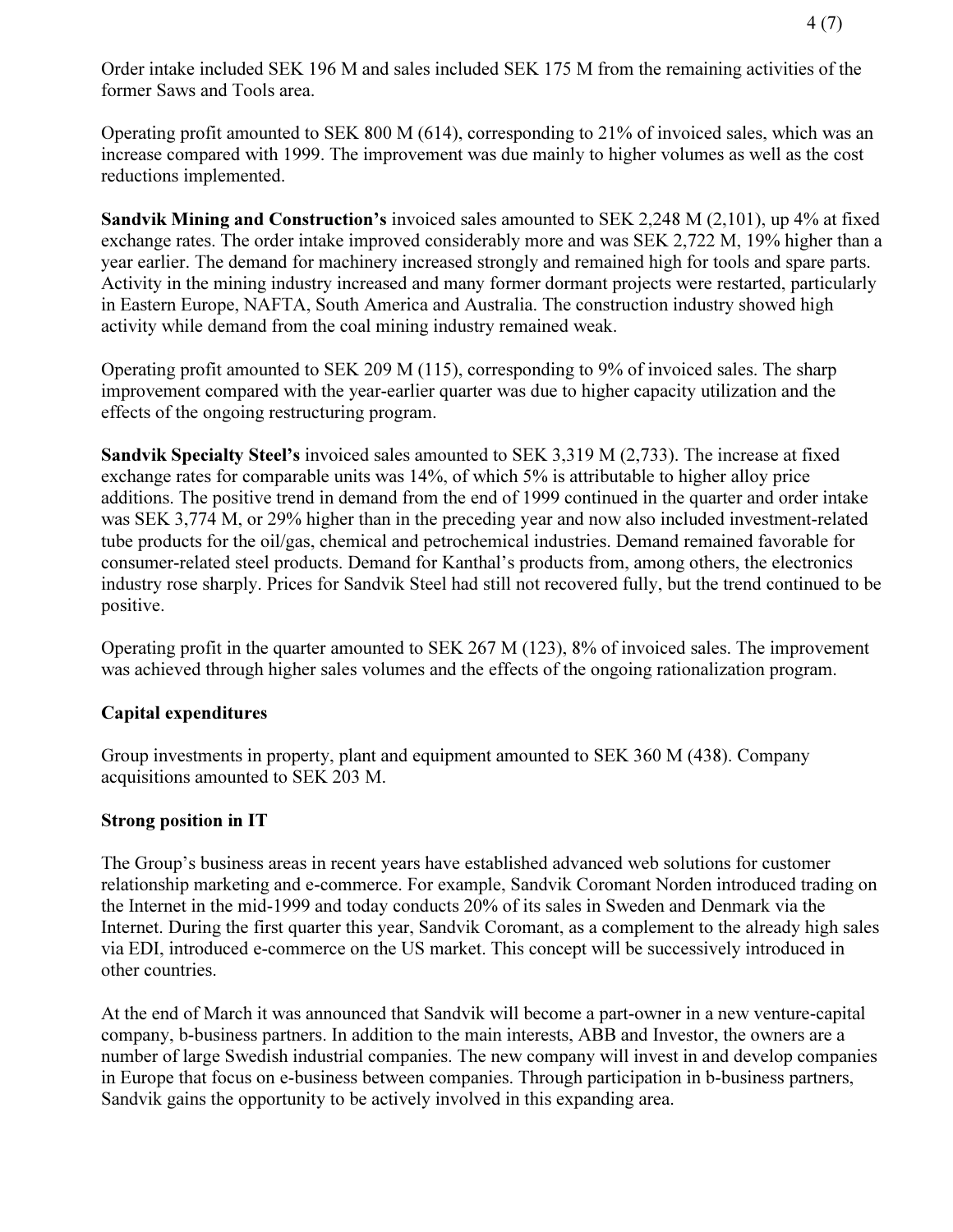Order intake included SEK 196 M and sales included SEK 175 M from the remaining activities of the former Saws and Tools area.

Operating profit amounted to SEK 800 M (614), corresponding to 21% of invoiced sales, which was an increase compared with 1999. The improvement was due mainly to higher volumes as well as the cost reductions implemented.

**Sandvik Mining and Construction's** invoiced sales amounted to SEK 2,248 M (2,101), up 4% at fixed exchange rates. The order intake improved considerably more and was SEK 2,722 M, 19% higher than a year earlier. The demand for machinery increased strongly and remained high for tools and spare parts. Activity in the mining industry increased and many former dormant projects were restarted, particularly in Eastern Europe, NAFTA, South America and Australia. The construction industry showed high activity while demand from the coal mining industry remained weak.

Operating profit amounted to SEK 209 M (115), corresponding to 9% of invoiced sales. The sharp improvement compared with the year-earlier quarter was due to higher capacity utilization and the effects of the ongoing restructuring program.

**Sandvik Specialty Steel's** invoiced sales amounted to SEK 3,319 M (2,733). The increase at fixed exchange rates for comparable units was 14%, of which 5% is attributable to higher alloy price additions. The positive trend in demand from the end of 1999 continued in the quarter and order intake was SEK 3,774 M, or 29% higher than in the preceding year and now also included investment-related tube products for the oil/gas, chemical and petrochemical industries. Demand remained favorable for consumer-related steel products. Demand for Kanthal's products from, among others, the electronics industry rose sharply. Prices for Sandvik Steel had still not recovered fully, but the trend continued to be positive.

Operating profit in the quarter amounted to SEK 267 M (123), 8% of invoiced sales. The improvement was achieved through higher sales volumes and the effects of the ongoing rationalization program.

## Capital expenditures

Group investments in property, plant and equipment amounted to SEK 360 M (438). Company acquisitions amounted to SEK 203 M.

## Strong position in IT

The Group's business areas in recent years have established advanced web solutions for customer relationship marketing and e-commerce. For example, Sandvik Coromant Norden introduced trading on the Internet in the mid-1999 and today conducts 20% of its sales in Sweden and Denmark via the Internet. During the first quarter this year, Sandvik Coromant, as a complement to the already high sales via EDI, introduced e-commerce on the US market. This concept will be successively introduced in other countries.

At the end of March it was announced that Sandvik will become a part-owner in a new venture-capital company, b-business partners. In addition to the main interests, ABB and Investor, the owners are a number of large Swedish industrial companies. The new company will invest in and develop companies in Europe that focus on e-business between companies. Through participation in b-business partners, Sandvik gains the opportunity to be actively involved in this expanding area.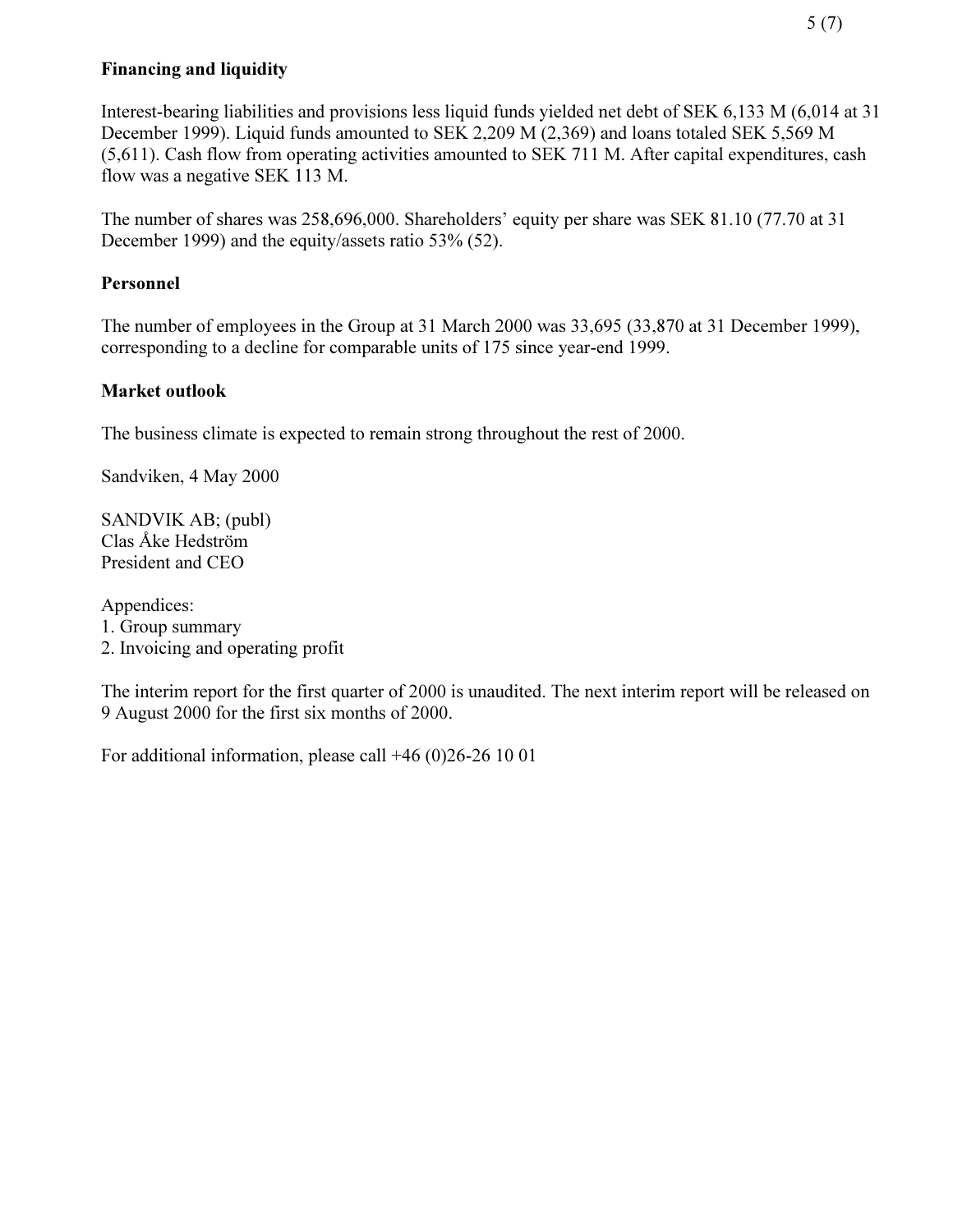**Financing and liquidity**

Interest-bearing liabilities and provisions less liquid funds yielded net debt of SEK 6,133 M (6,014 at 31 December 1999). Liquid funds amounted to SEK 2,209 M (2,369) and loans totaled SEK 5,569 M (5,611). Cash flow from operating activities amounted to SEK 711 M. After capital expenditures, cash flow was a negative SEK 113 M.

The number of shares was 258,696,000. Shareholders' equity per share was SEK 81.10 (77.70 at 31 December 1999) and the equity/assets ratio 53% (52).

**Personnel**

The number of employees in the Group at 31 March 2000 was 33,695 (33,870 at 31 December 1999), corresponding to a decline for comparable units of 175 since year-end 1999.

**Market outlook**

The business climate is expected to remain strong throughout the rest of 2000.

Sandviken, 4 May 2000

SANDVIK AB; (publ)
Clas Åke Hedström
President and CEO

Appendices:
1. Group summary
2. Invoicing and operating profit

The interim report for the first quarter of 2000 is unaudited. The next interim report will be released on 9 August 2000 for the first six months of 2000.

For additional information, please call +46 (0)26-26 10 01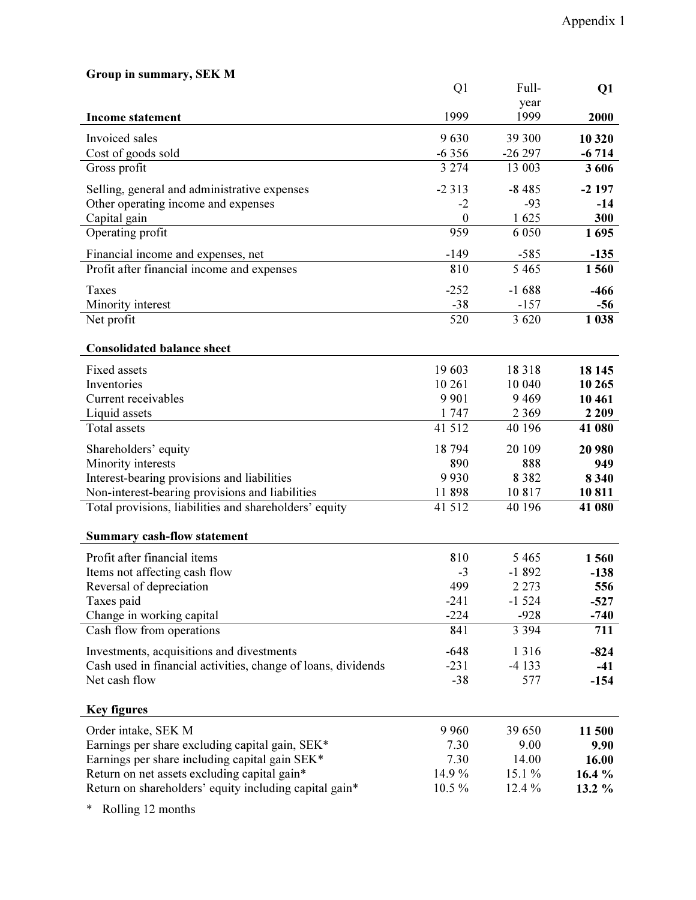Appendix 1

**Group in summary, SEK M**

| Income statement | Q1 1999 | Full-year 1999 | **Q1 2000** |
|---|---|---|---|
| Invoiced sales | 9 630 | 39 300 | **10 320** |
| Cost of goods sold | -6 356 | -26 297 | **-6 714** |
| Gross profit | 3 274 | 13 003 | **3 606** |
| Selling, general and administrative expenses | -2 313 | -8 485 | **-2 197** |
| Other operating income and expenses | -2 | -93 | **-14** |
| Capital gain | 0 | 1 625 | **300** |
| Operating profit | 959 | 6 050 | **1 695** |
| Financial income and expenses, net | -149 | -585 | **-135** |
| Profit after financial income and expenses | 810 | 5 465 | **1 560** |
| Taxes | -252 | -1 688 | **-466** |
| Minority interest | -38 | -157 | **-56** |
| Net profit | 520 | 3 620 | **1 038** |
| **Consolidated balance sheet** | | | |
| Fixed assets | 19 603 | 18 318 | **18 145** |
| Inventories | 10 261 | 10 040 | **10 265** |
| Current receivables | 9 901 | 9 469 | **10 461** |
| Liquid assets | 1 747 | 2 369 | **2 209** |
| Total assets | 41 512 | 40 196 | **41 080** |
| Shareholders' equity | 18 794 | 20 109 | **20 980** |
| Minority interests | 890 | 888 | **949** |
| Interest-bearing provisions and liabilities | 9 930 | 8 382 | **8 340** |
| Non-interest-bearing provisions and liabilities | 11 898 | 10 817 | **10 811** |
| Total provisions, liabilities and shareholders' equity | 41 512 | 40 196 | **41 080** |
| **Summary cash-flow statement** | | | |
| Profit after financial items | 810 | 5 465 | **1 560** |
| Items not affecting cash flow | -3 | -1 892 | **-138** |
| Reversal of depreciation | 499 | 2 273 | **556** |
| Taxes paid | -241 | -1 524 | **-527** |
| Change in working capital | -224 | -928 | **-740** |
| Cash flow from operations | 841 | 3 394 | **711** |
| Investments, acquisitions and divestments | -648 | 1 316 | **-824** |
| Cash used in financial activities, change of loans, dividends | -231 | -4 133 | **-41** |
| Net cash flow | -38 | 577 | **-154** |
| **Key figures** | | | |
| Order intake, SEK M | 9 960 | 39 650 | **11 500** |
| Earnings per share excluding capital gain, SEK* | 7.30 | 9.00 | **9.90** |
| Earnings per share including capital gain SEK* | 7.30 | 14.00 | **16.00** |
| Return on net assets excluding capital gain* | 14.9 % | 15.1 % | **16.4 %** |
| Return on shareholders' equity including capital gain* | 10.5 % | 12.4 % | **13.2 %** |

\* Rolling 12 months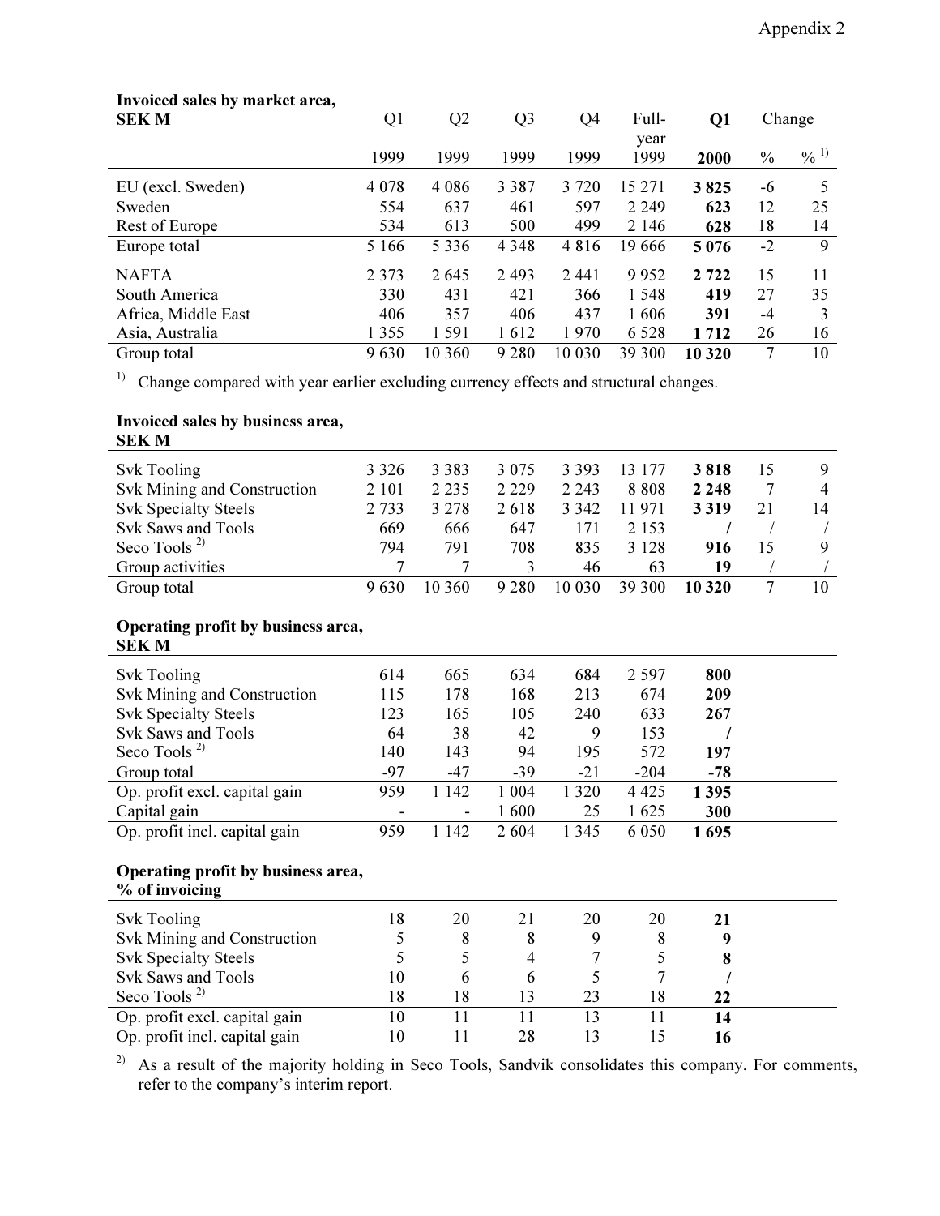Appendix 2

| Invoiced sales by market area, SEK M | Q1 1999 | Q2 1999 | Q3 1999 | Q4 1999 | Full-year 1999 | **Q1 2000** | Change % | Change % [1] |
|---|---|---|---|---|---|---|---|---|
| EU (excl. Sweden) | 4 078 | 4 086 | 3 387 | 3 720 | 15 271 | **3 825** | -6 | 5 |
| Sweden | 554 | 637 | 461 | 597 | 2 249 | **623** | 12 | 25 |
| Rest of Europe | 534 | 613 | 500 | 499 | 2 146 | **628** | 18 | 14 |
| Europe total | 5 166 | 5 336 | 4 348 | 4 816 | 19 666 | **5 076** | -2 | 9 |
| NAFTA | 2 373 | 2 645 | 2 493 | 2 441 | 9 952 | **2 722** | 15 | 11 |
| South America | 330 | 431 | 421 | 366 | 1 548 | **419** | 27 | 35 |
| Africa, Middle East | 406 | 357 | 406 | 437 | 1 606 | **391** | -4 | 3 |
| Asia, Australia | 1 355 | 1 591 | 1 612 | 1 970 | 6 528 | **1 712** | 26 | 16 |
| Group total | 9 630 | 10 360 | 9 280 | 10 030 | 39 300 | **10 320** | 7 | 10 |

[1] Change compared with year earlier excluding currency effects and structural changes.

| Invoiced sales by business area, SEK M | Q1 1999 | Q2 1999 | Q3 1999 | Q4 1999 | Full-year 1999 | **Q1 2000** | Change % | Change % [1] |
|---|---|---|---|---|---|---|---|---|
| Svk Tooling | 3 326 | 3 383 | 3 075 | 3 393 | 13 177 | **3 818** | 15 | 9 |
| Svk Mining and Construction | 2 101 | 2 235 | 2 229 | 2 243 | 8 808 | **2 248** | 7 | 4 |
| Svk Specialty Steels | 2 733 | 3 278 | 2 618 | 3 342 | 11 971 | **3 319** | 21 | 14 |
| Svk Saws and Tools | 669 | 666 | 647 | 171 | 2 153 | **/** | / | / |
| Seco Tools [2] | 794 | 791 | 708 | 835 | 3 128 | **916** | 15 | 9 |
| Group activities | 7 | 7 | 3 | 46 | 63 | **19** | / | / |
| Group total | 9 630 | 10 360 | 9 280 | 10 030 | 39 300 | **10 320** | 7 | 10 |

| Operating profit by business area, SEK M | Q1 1999 | Q2 1999 | Q3 1999 | Q4 1999 | Full-year 1999 | **Q1 2000** |
|---|---|---|---|---|---|---|
| Svk Tooling | 614 | 665 | 634 | 684 | 2 597 | **800** |
| Svk Mining and Construction | 115 | 178 | 168 | 213 | 674 | **209** |
| Svk Specialty Steels | 123 | 165 | 105 | 240 | 633 | **267** |
| Svk Saws and Tools | 64 | 38 | 42 | 9 | 153 | **/** |
| Seco Tools [2] | 140 | 143 | 94 | 195 | 572 | **197** |
| Group total | -97 | -47 | -39 | -21 | -204 | **-78** |
| Op. profit excl. capital gain | 959 | 1 142 | 1 004 | 1 320 | 4 425 | **1 395** |
| Capital gain | - | - | 1 600 | 25 | 1 625 | **300** |
| Op. profit incl. capital gain | 959 | 1 142 | 2 604 | 1 345 | 6 050 | **1 695** |

| Operating profit by business area, % of invoicing | Q1 1999 | Q2 1999 | Q3 1999 | Q4 1999 | Full-year 1999 | **Q1 2000** |
|---|---|---|---|---|---|---|
| Svk Tooling | 18 | 20 | 21 | 20 | 20 | **21** |
| Svk Mining and Construction | 5 | 8 | 8 | 9 | 8 | **9** |
| Svk Specialty Steels | 5 | 5 | 4 | 7 | 5 | **8** |
| Svk Saws and Tools | 10 | 6 | 6 | 5 | 7 | **/** |
| Seco Tools [2] | 18 | 18 | 13 | 23 | 18 | **22** |
| Op. profit excl. capital gain | 10 | 11 | 11 | 13 | 11 | **14** |
| Op. profit incl. capital gain | 10 | 11 | 28 | 13 | 15 | **16** |

[2] As a result of the majority holding in Seco Tools, Sandvik consolidates this company. For comments, refer to the company's interim report.